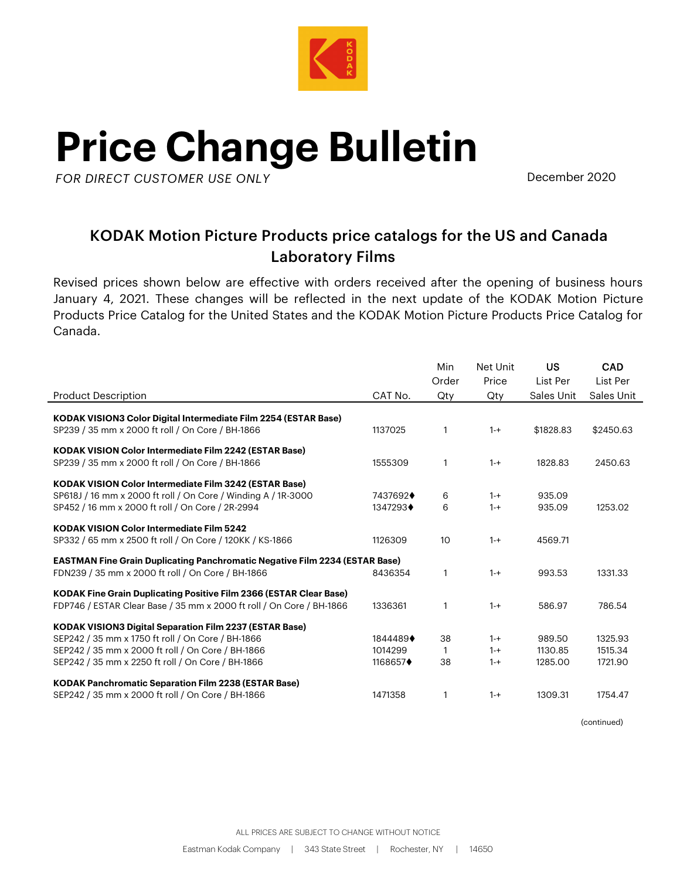# Price Change Bulletin

*FOR DIRECT CUSTOMER USE ONLY*

December 2020

## KODAK Motion Picture Products price catalogs for the US and Canada Laboratory Films

Revised prices shown below are effective with orders received after the opening of business hours January 4, 2021. These changes will be reflected in the next update of the KODAK Motion Picture Products Price Catalog for the United States and the KODAK Motion Picture Products Price Catalog for Canada.

| Product Description | CAT No. | Min Order Qty | Net Unit Price Qty | US List Per Sales Unit | CAD List Per Sales Unit |
|---|---|---|---|---|---|
| **KODAK VISION3 Color Digital Intermediate Film 2254 (ESTAR Base)** | | | | | |
| SP239 / 35 mm x 2000 ft roll / On Core / BH-1866 | 1137025 | 1 | 1-+ | $1828.83 | $2450.63 |
| **KODAK VISION Color Intermediate Film 2242 (ESTAR Base)** | | | | | |
| SP239 / 35 mm x 2000 ft roll / On Core / BH-1866 | 1555309 | 1 | 1-+ | 1828.83 | 2450.63 |
| **KODAK VISION Color Intermediate Film 3242 (ESTAR Base)** | | | | | |
| SP618J / 16 mm x 2000 ft roll / On Core / Winding A / 1R-3000 | 7437692♦ | 6 | 1-+ | 935.09 | |
| SP452 / 16 mm x 2000 ft roll / On Core / 2R-2994 | 1347293♦ | 6 | 1-+ | 935.09 | 1253.02 |
| **KODAK VISION Color Intermediate Film 5242** | | | | | |
| SP332 / 65 mm x 2500 ft roll / On Core / 120KK / KS-1866 | 1126309 | 10 | 1-+ | 4569.71 | |
| **EASTMAN Fine Grain Duplicating Panchromatic Negative Film 2234 (ESTAR Base)** | | | | | |
| FDN239 / 35 mm x 2000 ft roll / On Core / BH-1866 | 8436354 | 1 | 1-+ | 993.53 | 1331.33 |
| **KODAK Fine Grain Duplicating Positive Film 2366 (ESTAR Clear Base)** | | | | | |
| FDP746 / ESTAR Clear Base / 35 mm x 2000 ft roll / On Core / BH-1866 | 1336361 | 1 | 1-+ | 586.97 | 786.54 |
| **KODAK VISION3 Digital Separation Film 2237 (ESTAR Base)** | | | | | |
| SEP242 / 35 mm x 1750 ft roll / On Core / BH-1866 | 1844489♦ | 38 | 1-+ | 989.50 | 1325.93 |
| SEP242 / 35 mm x 2000 ft roll / On Core / BH-1866 | 1014299 | 1 | 1-+ | 1130.85 | 1515.34 |
| SEP242 / 35 mm x 2250 ft roll / On Core / BH-1866 | 1168657♦ | 38 | 1-+ | 1285.00 | 1721.90 |
| **KODAK Panchromatic Separation Film 2238 (ESTAR Base)** | | | | | |
| SEP242 / 35 mm x 2000 ft roll / On Core / BH-1866 | 1471358 | 1 | 1-+ | 1309.31 | 1754.47 |

(continued)

ALL PRICES ARE SUBJECT TO CHANGE WITHOUT NOTICE

Eastman Kodak Company | 343 State Street | Rochester, NY | 14650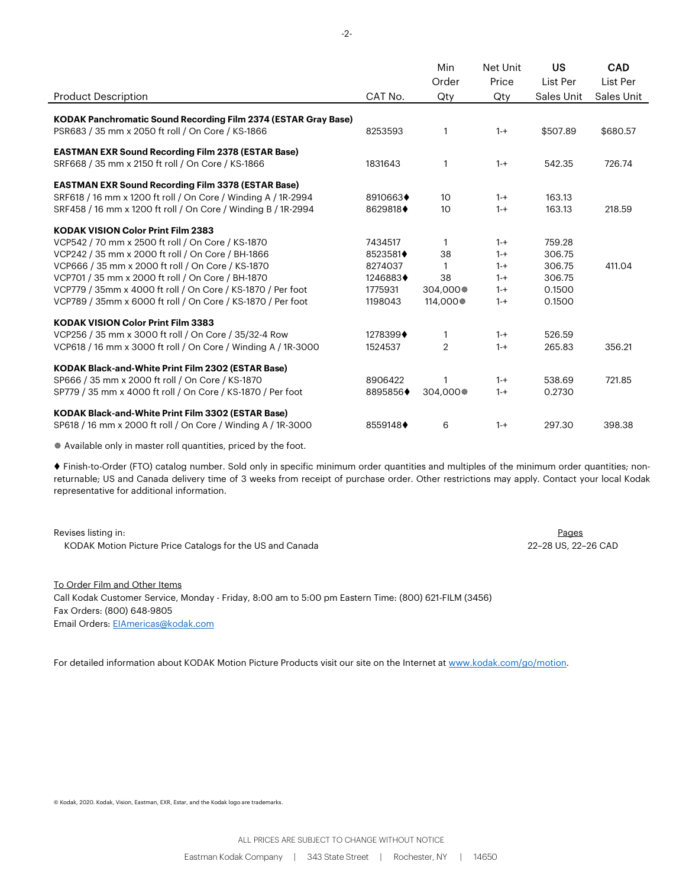| Product Description | CAT No. | Min Order Qty | Net Unit Price Qty | US List Per Sales Unit | CAD List Per Sales Unit |
|---|---|---|---|---|---|
| **KODAK Panchromatic Sound Recording Film 2374 (ESTAR Gray Base)** | | | | | |
| PSR683 / 35 mm x 2050 ft roll / On Core / KS-1866 | 8253593 | 1 | 1-+ | $507.89 | $680.57 |
| **EASTMAN EXR Sound Recording Film 2378 (ESTAR Base)** | | | | | |
| SRF668 / 35 mm x 2150 ft roll / On Core / KS-1866 | 1831643 | 1 | 1-+ | 542.35 | 726.74 |
| **EASTMAN EXR Sound Recording Film 3378 (ESTAR Base)** | | | | | |
| SRF618 / 16 mm x 1200 ft roll / On Core / Winding A / 1R-2994 | 8910663♦ | 10 | 1-+ | 163.13 | |
| SRF458 / 16 mm x 1200 ft roll / On Core / Winding B / 1R-2994 | 8629818♦ | 10 | 1-+ | 163.13 | 218.59 |
| **KODAK VISION Color Print Film 2383** | | | | | |
| VCP542 / 70 mm x 2500 ft roll / On Core / KS-1870 | 7434517 | 1 | 1-+ | 759.28 | |
| VCP242 / 35 mm x 2000 ft roll / On Core / BH-1866 | 8523581♦ | 38 | 1-+ | 306.75 | |
| VCP666 / 35 mm x 2000 ft roll / On Core / KS-1870 | 8274037 | 1 | 1-+ | 306.75 | 411.04 |
| VCP701 / 35 mm x 2000 ft roll / On Core / BH-1870 | 1246883♦ | 38 | 1-+ | 306.75 | |
| VCP779 / 35mm x 4000 ft roll / On Core / KS-1870 / Per foot | 1775931 | 304,000✹ | 1-+ | 0.1500 | |
| VCP789 / 35mm x 6000 ft roll / On Core / KS-1870 / Per foot | 1198043 | 114,000✹ | 1-+ | 0.1500 | |
| **KODAK VISION Color Print Film 3383** | | | | | |
| VCP256 / 35 mm x 3000 ft roll / On Core / 35/32-4 Row | 1278399♦ | 1 | 1-+ | 526.59 | |
| VCP618 / 16 mm x 3000 ft roll / On Core / Winding A / 1R-3000 | 1524537 | 2 | 1-+ | 265.83 | 356.21 |
| **KODAK Black-and-White Print Film 2302 (ESTAR Base)** | | | | | |
| SP666 / 35 mm x 2000 ft roll / On Core / KS-1870 | 8906422 | 1 | 1-+ | 538.69 | 721.85 |
| SP779 / 35 mm x 4000 ft roll / On Core / KS-1870 / Per foot | 8895856♦ | 304,000✹ | 1-+ | 0.2730 | |
| **KODAK Black-and-White Print Film 3302 (ESTAR Base)** | | | | | |
| SP618 / 16 mm x 2000 ft roll / On Core / Winding A / 1R-3000 | 8559148♦ | 6 | 1-+ | 297.30 | 398.38 |

✹ Available only in master roll quantities, priced by the foot.

♦ Finish-to-Order (FTO) catalog number. Sold only in specific minimum order quantities and multiples of the minimum order quantities; non-returnable; US and Canada delivery time of 3 weeks from receipt of purchase order. Other restrictions may apply. Contact your local Kodak representative for additional information.

| Revises listing in: | Pages |
|---|---|
| KODAK Motion Picture Price Catalogs for the US and Canada | 22–28 US, 22–26 CAD |

To Order Film and Other Items
Call Kodak Customer Service, Monday - Friday, 8:00 am to 5:00 pm Eastern Time: (800) 621-FILM (3456)
Fax Orders: (800) 648-9805
Email Orders: EIAmericas@kodak.com

For detailed information about KODAK Motion Picture Products visit our site on the Internet at www.kodak.com/go/motion.

© Kodak, 2020. Kodak, Vision, Eastman, EXR, Estar, and the Kodak logo are trademarks.

ALL PRICES ARE SUBJECT TO CHANGE WITHOUT NOTICE

Eastman Kodak Company | 343 State Street | Rochester, NY | 14650